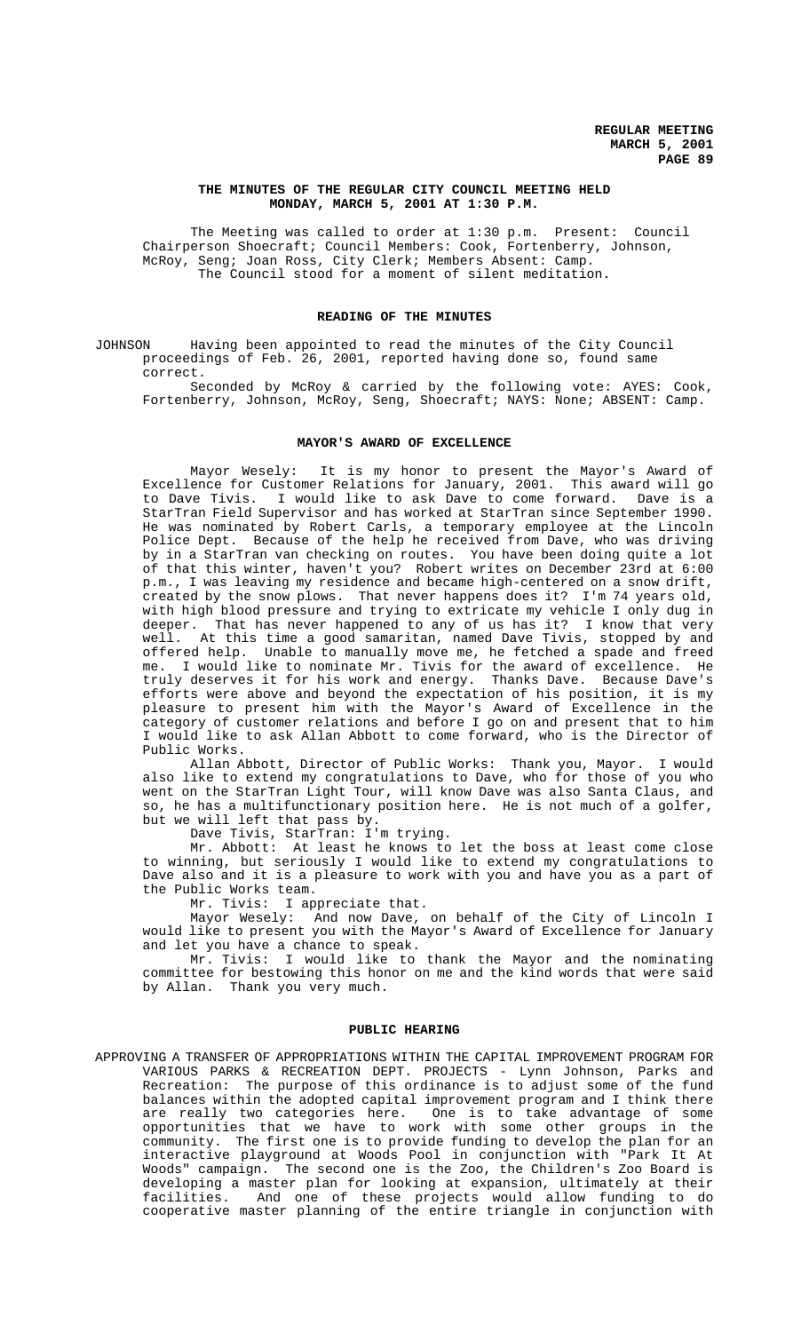## THE MINUTES OF THE REGULAR CITY COUNCIL MEETING HELD MONDAY, MARCH 5, 2001 AT 1:30 P.M.

The Meeting was called to order at 1:30 p.m. Present: Council Chairperson Shoecraft; Council Members: Cook, Fortenberry, Johnson, McRoy, Seng; Joan Ross, City Clerk; Members Absent: Camp.

The Council stood for a moment of silent meditation.

### READING OF THE MINUTES

JOHNSON Having been appointed to read the minutes of the City Council proceedings of Feb. 26, 2001, reported having done so, found same correct.

Seconded by McRoy & carried by the following vote: AYES: Cook, Fortenberry, Johnson, McRoy, Seng, Shoecraft; NAYS: None; ABSENT: Camp.

### MAYOR'S AWARD OF EXCELLENCE

Mayor Wesely: It is my honor to present the Mayor's Award of Excellence for Customer Relations for January, 2001. This award will go to Dave Tivis. I would like to ask Dave to come forward. Dave is a StarTran Field Supervisor and has worked at StarTran since September 1990. He was nominated by Robert Carls, a temporary employee at the Lincoln Police Dept. Because of the help he received from Dave, who was driving by in a StarTran van checking on routes. You have been doing quite a lot of that this winter, haven't you? Robert writes on December 23rd at 6:00 p.m., I was leaving my residence and became high-centered on a snow drift, created by the snow plows. That never happens does it? I'm 74 years old, with high blood pressure and trying to extricate my vehicle I only dug in deeper. That has never happened to any of us has it? I know that very well. At this time a good samaritan, named Dave Tivis, stopped by and offered help. Unable to manually move me, he fetched a spade and freed me. I would like to nominate Mr. Tivis for the award of excellence. He truly deserves it for his work and energy. Thanks Dave. Because Dave's efforts were above and beyond the expectation of his position, it is my pleasure to present him with the Mayor's Award of Excellence in the category of customer relations and before I go on and present that to him I would like to ask Allan Abbott to come forward, who is the Director of Public Works.

Allan Abbott, Director of Public Works: Thank you, Mayor. I would also like to extend my congratulations to Dave, who for those of you who went on the StarTran Light Tour, will know Dave was also Santa Claus, and so, he has a multifunctionary position here. He is not much of a golfer, but we will left that pass by.

Dave Tivis, StarTran: I'm trying.

Mr. Abbott: At least he knows to let the boss at least come close to winning, but seriously I would like to extend my congratulations to Dave also and it is a pleasure to work with you and have you as a part of the Public Works team.

Mr. Tivis: I appreciate that.

Mayor Wesely: And now Dave, on behalf of the City of Lincoln I would like to present you with the Mayor's Award of Excellence for January and let you have a chance to speak.

Mr. Tivis: I would like to thank the Mayor and the nominating committee for bestowing this honor on me and the kind words that were said by Allan. Thank you very much.

### PUBLIC HEARING

APPROVING A TRANSFER OF APPROPRIATIONS WITHIN THE CAPITAL IMPROVEMENT PROGRAM FOR VARIOUS PARKS & RECREATION DEPT. PROJECTS - Lynn Johnson, Parks and Recreation: The purpose of this ordinance is to adjust some of the fund balances within the adopted capital improvement program and I think there are really two categories here. One is to take advantage of some opportunities that we have to work with some other groups in the community. The first one is to provide funding to develop the plan for an interactive playground at Woods Pool in conjunction with "Park It At Woods" campaign. The second one is the Zoo, the Children's Zoo Board is developing a master plan for looking at expansion, ultimately at their facilities. And one of these projects would allow funding to do cooperative master planning of the entire triangle in conjunction with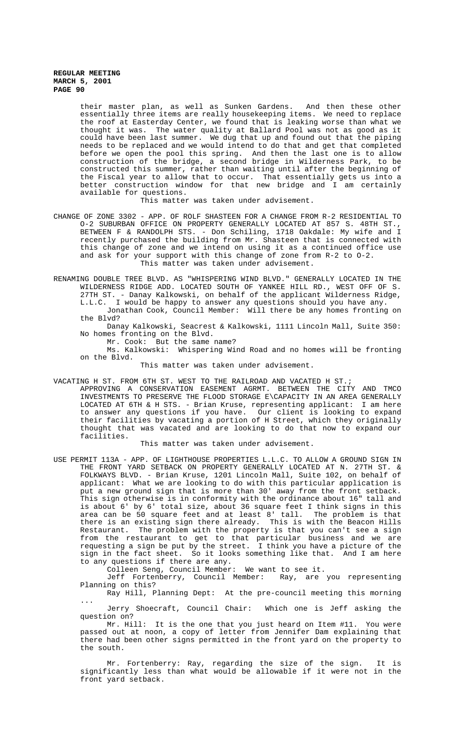their master plan, as well as Sunken Gardens. And then these other essentially three items are really housekeeping items. We need to replace the roof at Easterday Center, we found that is leaking worse than what we thought it was. The water quality at Ballard Pool was not as good as it could have been last summer. We dug that up and found out that the piping needs to be replaced and we would intend to do that and get that completed before we open the pool this spring. And then the last one is to allow construction of the bridge, a second bridge in Wilderness Park, to be constructed this summer, rather than waiting until after the beginning of the Fiscal year to allow that to occur. That essentially gets us into a better construction window for that new bridge and I am certainly available for questions.

This matter was taken under advisement.

CHANGE OF ZONE 3302 - APP. OF ROLF SHASTEEN FOR A CHANGE FROM R-2 RESIDENTIAL TO O-2 SUBURBAN OFFICE ON PROPERTY GENERALLY LOCATED AT 857 S. 48TH ST., BETWEEN F & RANDOLPH STS. - Don Schiling, 1718 Oakdale: My wife and I recently purchased the building from Mr. Shasteen that is connected with this change of zone and we intend on using it as a continued office use and ask for your support with this change of zone from R-2 to O-2.

This matter was taken under advisement.

RENAMING DOUBLE TREE BLVD. AS "WHISPERING WIND BLVD." GENERALLY LOCATED IN THE WILDERNESS RIDGE ADD. LOCATED SOUTH OF YANKEE HILL RD., WEST OFF OF S. 27TH ST. - Danay Kalkowski, on behalf of the applicant Wilderness Ridge, L.L.C. I would be happy to answer any questions should you have any.

Jonathan Cook, Council Member: Will there be any homes fronting on the Blvd?

Danay Kalkowski, Seacrest & Kalkowski, 1111 Lincoln Mall, Suite 350: No homes fronting on the Blvd.

Mr. Cook: But the same name?

Ms. Kalkowski: Whispering Wind Road and no homes will be fronting on the Blvd.

This matter was taken under advisement.

VACATING H ST. FROM 6TH ST. WEST TO THE RAILROAD AND VACATED H ST.;
APPROVING A CONSERVATION EASEMENT AGRMT. BETWEEN THE CITY AND TMCO INVESTMENTS TO PRESERVE THE FLOOD STORAGE E\CAPACITY IN AN AREA GENERALLY LOCATED AT 6TH & H STS. - Brian Kruse, representing applicant: I am here to answer any questions if you have. Our client is looking to expand their facilities by vacating a portion of H Street, which they originally thought that was vacated and are looking to do that now to expand our facilities.

This matter was taken under advisement.

USE PERMIT 113A - APP. OF LIGHTHOUSE PROPERTIES L.L.C. TO ALLOW A GROUND SIGN IN THE FRONT YARD SETBACK ON PROPERTY GENERALLY LOCATED AT N. 27TH ST. & FOLKWAYS BLVD. - Brian Kruse, 1201 Lincoln Mall, Suite 102, on behalf of applicant: What we are looking to do with this particular application is put a new ground sign that is more than 30' away from the front setback. This sign otherwise is in conformity with the ordinance about 16" tall and is about 6' by 6' total size, about 36 square feet I think signs in this area can be 50 square feet and at least 8' tall. The problem is that there is an existing sign there already. This is with the Beacon Hills Restaurant. The problem with the property is that you can't see a sign from the restaurant to get to that particular business and we are requesting a sign be put by the street. I think you have a picture of the sign in the fact sheet. So it looks something like that. And I am here to any questions if there are any.

Colleen Seng, Council Member: We want to see it.

Jeff Fortenberry, Council Member: Ray, are you representing Planning on this?

Ray Hill, Planning Dept: At the pre-council meeting this morning ...

Jerry Shoecraft, Council Chair: Which one is Jeff asking the question on?

Mr. Hill: It is the one that you just heard on Item #11. You were passed out at noon, a copy of letter from Jennifer Dam explaining that there had been other signs permitted in the front yard on the property to the south.

Mr. Fortenberry: Ray, regarding the size of the sign. It is significantly less than what would be allowable if it were not in the front yard setback.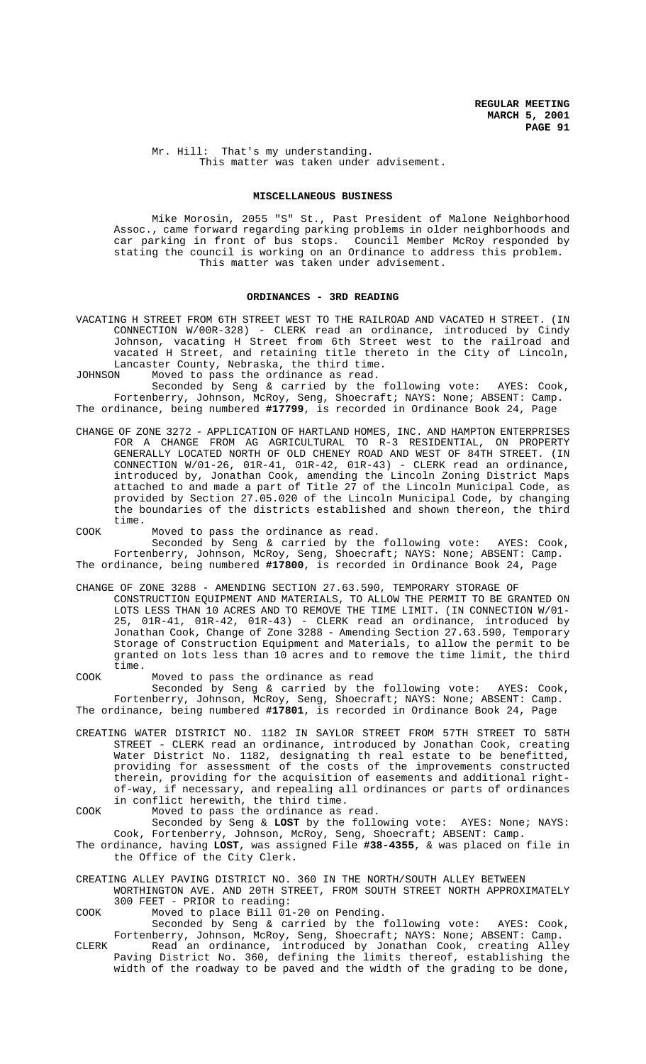Mr. Hill: That's my understanding.
This matter was taken under advisement.

## MISCELLANEOUS BUSINESS

Mike Morosin, 2055 "S" St., Past President of Malone Neighborhood Assoc., came forward regarding parking problems in older neighborhoods and car parking in front of bus stops. Council Member McRoy responded by stating the council is working on an Ordinance to address this problem.
This matter was taken under advisement.

## ORDINANCES - 3RD READING

VACATING H STREET FROM 6TH STREET WEST TO THE RAILROAD AND VACATED H STREET. (IN CONNECTION W/00R-328) - CLERK read an ordinance, introduced by Cindy Johnson, vacating H Street from 6th Street west to the railroad and vacated H Street, and retaining title thereto in the City of Lincoln, Lancaster County, Nebraska, the third time.

JOHNSON Moved to pass the ordinance as read.

Seconded by Seng & carried by the following vote: AYES: Cook, Fortenberry, Johnson, McRoy, Seng, Shoecraft; NAYS: None; ABSENT: Camp.

The ordinance, being numbered **#17799**, is recorded in Ordinance Book 24, Page

CHANGE OF ZONE 3272 - APPLICATION OF HARTLAND HOMES, INC. AND HAMPTON ENTERPRISES FOR A CHANGE FROM AG AGRICULTURAL TO R-3 RESIDENTIAL, ON PROPERTY GENERALLY LOCATED NORTH OF OLD CHENEY ROAD AND WEST OF 84TH STREET. (IN CONNECTION W/01-26, 01R-41, 01R-42, 01R-43) - CLERK read an ordinance, introduced by, Jonathan Cook, amending the Lincoln Zoning District Maps attached to and made a part of Title 27 of the Lincoln Municipal Code, as provided by Section 27.05.020 of the Lincoln Municipal Code, by changing the boundaries of the districts established and shown thereon, the third time.

COOK Moved to pass the ordinance as read.

Seconded by Seng & carried by the following vote: AYES: Cook, Fortenberry, Johnson, McRoy, Seng, Shoecraft; NAYS: None; ABSENT: Camp.

The ordinance, being numbered **#17800**, is recorded in Ordinance Book 24, Page

CHANGE OF ZONE 3288 - AMENDING SECTION 27.63.590, TEMPORARY STORAGE OF CONSTRUCTION EQUIPMENT AND MATERIALS, TO ALLOW THE PERMIT TO BE GRANTED ON LOTS LESS THAN 10 ACRES AND TO REMOVE THE TIME LIMIT. (IN CONNECTION W/01-25, 01R-41, 01R-42, 01R-43) - CLERK read an ordinance, introduced by Jonathan Cook, Change of Zone 3288 - Amending Section 27.63.590, Temporary Storage of Construction Equipment and Materials, to allow the permit to be granted on lots less than 10 acres and to remove the time limit, the third time.

COOK Moved to pass the ordinance as read

Seconded by Seng & carried by the following vote: AYES: Cook, Fortenberry, Johnson, McRoy, Seng, Shoecraft; NAYS: None; ABSENT: Camp.

The ordinance, being numbered **#17801**, is recorded in Ordinance Book 24, Page

CREATING WATER DISTRICT NO. 1182 IN SAYLOR STREET FROM 57TH STREET TO 58TH STREET - CLERK read an ordinance, introduced by Jonathan Cook, creating Water District No. 1182, designating th real estate to be benefitted, providing for assessment of the costs of the improvements constructed therein, providing for the acquisition of easements and additional right-of-way, if necessary, and repealing all ordinances or parts of ordinances in conflict herewith, the third time.

COOK Moved to pass the ordinance as read.

Seconded by Seng & **LOST** by the following vote: AYES: None; NAYS: Cook, Fortenberry, Johnson, McRoy, Seng, Shoecraft; ABSENT: Camp.

The ordinance, having **LOST**, was assigned File **#38-4355**, & was placed on file in the Office of the City Clerk.

CREATING ALLEY PAVING DISTRICT NO. 360 IN THE NORTH/SOUTH ALLEY BETWEEN WORTHINGTON AVE. AND 20TH STREET, FROM SOUTH STREET NORTH APPROXIMATELY 300 FEET - PRIOR to reading:

COOK Moved to place Bill 01-20 on Pending.

Seconded by Seng & carried by the following vote: AYES: Cook, Fortenberry, Johnson, McRoy, Seng, Shoecraft; NAYS: None; ABSENT: Camp.

CLERK Read an ordinance, introduced by Jonathan Cook, creating Alley Paving District No. 360, defining the limits thereof, establishing the width of the roadway to be paved and the width of the grading to be done,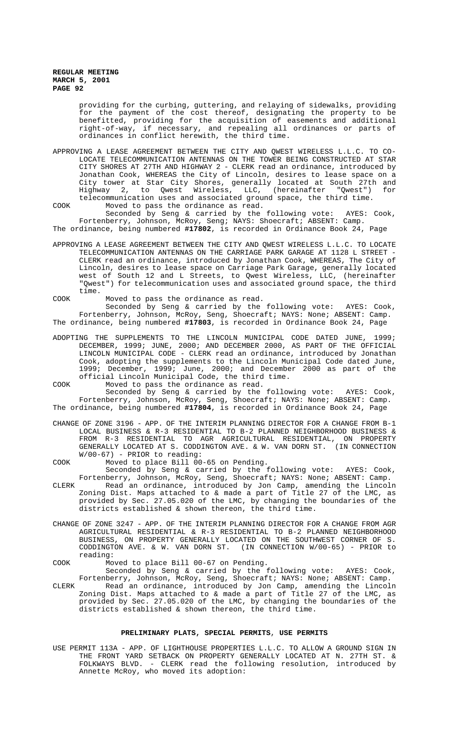providing for the curbing, guttering, and relaying of sidewalks, providing for the payment of the cost thereof, designating the property to be benefitted, providing for the acquisition of easements and additional right-of-way, if necessary, and repealing all ordinances or parts of ordinances in conflict herewith, the third time.

APPROVING A LEASE AGREEMENT BETWEEN THE CITY AND QWEST WIRELESS L.L.C. TO CO-LOCATE TELECOMMUNICATION ANTENNAS ON THE TOWER BEING CONSTRUCTED AT STAR CITY SHORES AT 27TH AND HIGHWAY 2 - CLERK read an ordinance, introduced by Jonathan Cook, WHEREAS the City of Lincoln, desires to lease space on a City tower at Star City Shores, generally located at South 27th and Highway 2, to Qwest Wireless, LLC, (hereinafter "Qwest") for telecommunication uses and associated ground space, the third time.

COOK Moved to pass the ordinance as read.

Seconded by Seng & carried by the following vote: AYES: Cook, Fortenberry, Johnson, McRoy, Seng; NAYS: Shoecraft; ABSENT: Camp.

The ordinance, being numbered **#17802**, is recorded in Ordinance Book 24, Page

APPROVING A LEASE AGREEMENT BETWEEN THE CITY AND QWEST WIRELESS L.L.C. TO LOCATE TELECOMMUNICATION ANTENNAS ON THE CARRIAGE PARK GARAGE AT 1128 L STREET - CLERK read an ordinance, introduced by Jonathan Cook, WHEREAS, The City of Lincoln, desires to lease space on Carriage Park Garage, generally located west of South 12 and L Streets, to Qwest Wireless, LLC, (hereinafter "Qwest") for telecommunication uses and associated ground space, the third time.

COOK Moved to pass the ordinance as read.

Seconded by Seng & carried by the following vote: AYES: Cook, Fortenberry, Johnson, McRoy, Seng, Shoecraft; NAYS: None; ABSENT: Camp.

The ordinance, being numbered **#17803**, is recorded in Ordinance Book 24, Page

ADOPTING THE SUPPLEMENTS TO THE LINCOLN MUNICIPAL CODE DATED JUNE, 1999; DECEMBER, 1999; JUNE, 2000; AND DECEMBER 2000, AS PART OF THE OFFICIAL LINCOLN MUNICIPAL CODE - CLERK read an ordinance, introduced by Jonathan Cook, adopting the supplements to the Lincoln Municipal Code dated June, 1999; December, 1999; June, 2000; and December 2000 as part of the official Lincoln Municipal Code, the third time.

COOK Moved to pass the ordinance as read.

Seconded by Seng & carried by the following vote: AYES: Cook, Fortenberry, Johnson, McRoy, Seng, Shoecraft; NAYS: None; ABSENT: Camp.

The ordinance, being numbered **#17804**, is recorded in Ordinance Book 24, Page

CHANGE OF ZONE 3196 - APP. OF THE INTERIM PLANNING DIRECTOR FOR A CHANGE FROM B-1 LOCAL BUSINESS & R-3 RESIDENTIAL TO B-2 PLANNED NEIGHBORHOOD BUSINESS & FROM R-3 RESIDENTIAL TO AGR AGRICULTURAL RESIDENTIAL, ON PROPERTY GENERALLY LOCATED AT S. CODDINGTON AVE. & W. VAN DORN ST. (IN CONNECTION W/00-67) - PRIOR to reading:

COOK Moved to place Bill 00-65 on Pending.

Seconded by Seng & carried by the following vote: AYES: Cook, Fortenberry, Johnson, McRoy, Seng, Shoecraft; NAYS: None; ABSENT: Camp.

CLERK Read an ordinance, introduced by Jon Camp, amending the Lincoln Zoning Dist. Maps attached to & made a part of Title 27 of the LMC, as provided by Sec. 27.05.020 of the LMC, by changing the boundaries of the districts established & shown thereon, the third time.

CHANGE OF ZONE 3247 - APP. OF THE INTERIM PLANNING DIRECTOR FOR A CHANGE FROM AGR AGRICULTURAL RESIDENTIAL & R-3 RESIDENTIAL TO B-2 PLANNED NEIGHBORHOOD BUSINESS, ON PROPERTY GENERALLY LOCATED ON THE SOUTHWEST CORNER OF S. CODDINGTON AVE. & W. VAN DORN ST. (IN CONNECTION W/00-65) - PRIOR to reading:

COOK Moved to place Bill 00-67 on Pending.

Seconded by Seng & carried by the following vote: AYES: Cook, Fortenberry, Johnson, McRoy, Seng, Shoecraft; NAYS: None; ABSENT: Camp.

CLERK Read an ordinance, introduced by Jon Camp, amending the Lincoln Zoning Dist. Maps attached to & made a part of Title 27 of the LMC, as provided by Sec. 27.05.020 of the LMC, by changing the boundaries of the districts established & shown thereon, the third time.

## PRELIMINARY PLATS, SPECIAL PERMITS, USE PERMITS

USE PERMIT 113A - APP. OF LIGHTHOUSE PROPERTIES L.L.C. TO ALLOW A GROUND SIGN IN THE FRONT YARD SETBACK ON PROPERTY GENERALLY LOCATED AT N. 27TH ST. & FOLKWAYS BLVD. - CLERK read the following resolution, introduced by Annette McRoy, who moved its adoption: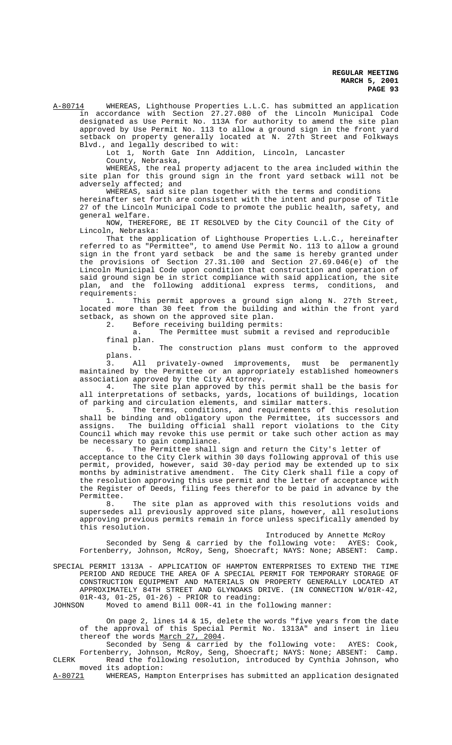A-80714 WHEREAS, Lighthouse Properties L.L.C. has submitted an application in accordance with Section 27.27.080 of the Lincoln Municipal Code designated as Use Permit No. 113A for authority to amend the site plan approved by Use Permit No. 113 to allow a ground sign in the front yard setback on property generally located at N. 27th Street and Folkways Blvd., and legally described to wit:

Lot 1, North Gate Inn Addition, Lincoln, Lancaster County, Nebraska,

WHEREAS, the real property adjacent to the area included within the site plan for this ground sign in the front yard setback will not be adversely affected; and

WHEREAS, said site plan together with the terms and conditions hereinafter set forth are consistent with the intent and purpose of Title 27 of the Lincoln Municipal Code to promote the public health, safety, and general welfare.

NOW, THEREFORE, BE IT RESOLVED by the City Council of the City of Lincoln, Nebraska:

That the application of Lighthouse Properties L.L.C., hereinafter referred to as "Permittee", to amend Use Permit No. 113 to allow a ground sign in the front yard setback be and the same is hereby granted under the provisions of Section 27.31.100 and Section 27.69.046(e) of the Lincoln Municipal Code upon condition that construction and operation of said ground sign be in strict compliance with said application, the site plan, and the following additional express terms, conditions, and requirements:

1. This permit approves a ground sign along N. 27th Street, located more than 30 feet from the building and within the front yard setback, as shown on the approved site plan.
2. Before receiving building permits:
   a. The Permittee must submit a revised and reproducible final plan.
   b. The construction plans must conform to the approved plans.
3. All privately-owned improvements, must be permanently maintained by the Permittee or an appropriately established homeowners association approved by the City Attorney.
4. The site plan approved by this permit shall be the basis for all interpretations of setbacks, yards, locations of buildings, location of parking and circulation elements, and similar matters.
5. The terms, conditions, and requirements of this resolution shall be binding and obligatory upon the Permittee, its successors and assigns. The building official shall report violations to the City Council which may revoke this use permit or take such other action as may be necessary to gain compliance.
6. The Permittee shall sign and return the City's letter of acceptance to the City Clerk within 30 days following approval of this use permit, provided, however, said 30-day period may be extended up to six months by administrative amendment. The City Clerk shall file a copy of the resolution approving this use permit and the letter of acceptance with the Register of Deeds, filing fees therefor to be paid in advance by the Permittee.
8. The site plan as approved with this resolutions voids and supersedes all previously approved site plans, however, all resolutions approving previous permits remain in force unless specifically amended by this resolution.

Introduced by Annette McRoy

Seconded by Seng & carried by the following vote: AYES: Cook, Fortenberry, Johnson, McRoy, Seng, Shoecraft; NAYS: None; ABSENT: Camp.

SPECIAL PERMIT 1313A - APPLICATION OF HAMPTON ENTERPRISES TO EXTEND THE TIME PERIOD AND REDUCE THE AREA OF A SPECIAL PERMIT FOR TEMPORARY STORAGE OF CONSTRUCTION EQUIPMENT AND MATERIALS ON PROPERTY GENERALLY LOCATED AT APPROXIMATELY 84TH STREET AND GLYNOAKS DRIVE. (IN CONNECTION W/01R-42, 01R-43, 01-25, 01-26) - PRIOR to reading:

JOHNSON Moved to amend Bill 00R-41 in the following manner:

On page 2, lines 14 & 15, delete the words "five years from the date of the approval of this Special Permit No. 1313A" and insert in lieu thereof the words March 27, 2004.

Seconded by Seng & carried by the following vote: AYES: Cook, Fortenberry, Johnson, McRoy, Seng, Shoecraft; NAYS: None; ABSENT: Camp.

CLERK Read the following resolution, introduced by Cynthia Johnson, who moved its adoption:

A-80721 WHEREAS, Hampton Enterprises has submitted an application designated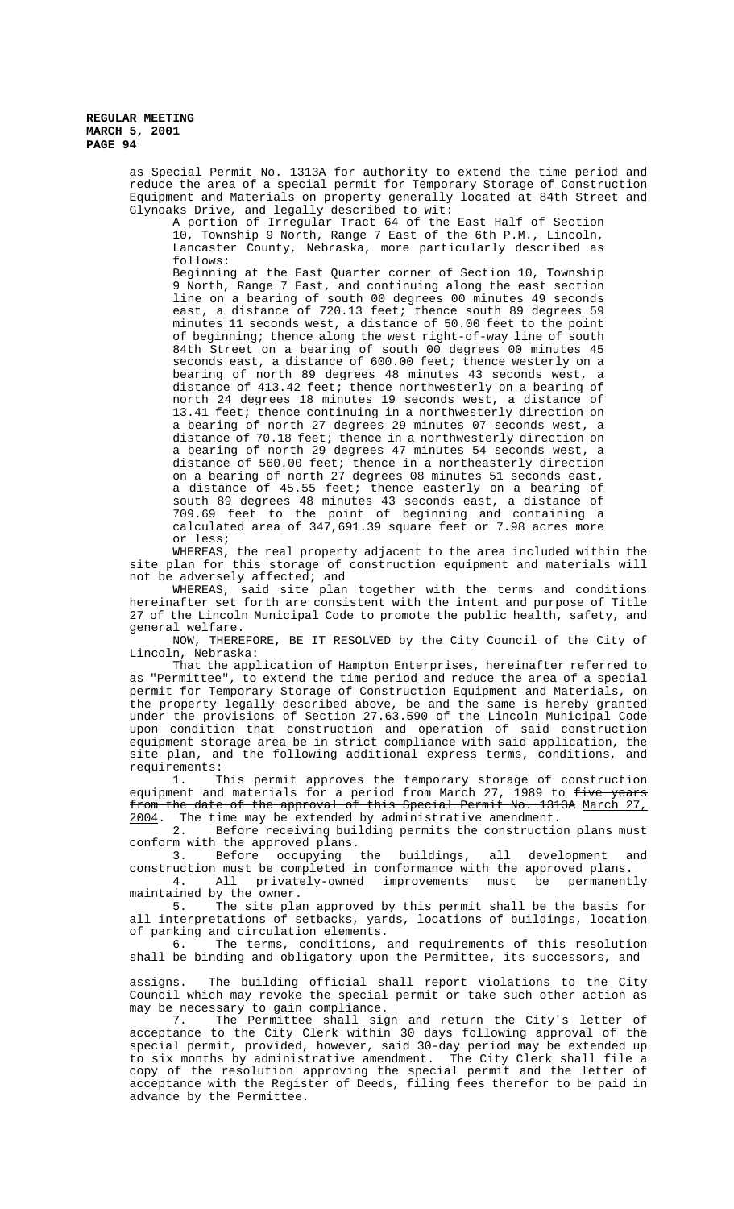as Special Permit No. 1313A for authority to extend the time period and reduce the area of a special permit for Temporary Storage of Construction Equipment and Materials on property generally located at 84th Street and Glynoaks Drive, and legally described to wit:

A portion of Irregular Tract 64 of the East Half of Section 10, Township 9 North, Range 7 East of the 6th P.M., Lincoln, Lancaster County, Nebraska, more particularly described as follows:

Beginning at the East Quarter corner of Section 10, Township 9 North, Range 7 East, and continuing along the east section line on a bearing of south 00 degrees 00 minutes 49 seconds east, a distance of 720.13 feet; thence south 89 degrees 59 minutes 11 seconds west, a distance of 50.00 feet to the point of beginning; thence along the west right-of-way line of south 84th Street on a bearing of south 00 degrees 00 minutes 45 seconds east, a distance of 600.00 feet; thence westerly on a bearing of north 89 degrees 48 minutes 43 seconds west, a distance of 413.42 feet; thence northwesterly on a bearing of north 24 degrees 18 minutes 19 seconds west, a distance of 13.41 feet; thence continuing in a northwesterly direction on a bearing of north 27 degrees 29 minutes 07 seconds west, a distance of 70.18 feet; thence in a northwesterly direction on a bearing of north 29 degrees 47 minutes 54 seconds west, a distance of 560.00 feet; thence in a northeasterly direction on a bearing of north 27 degrees 08 minutes 51 seconds east, a distance of 45.55 feet; thence easterly on a bearing of south 89 degrees 48 minutes 43 seconds east, a distance of 709.69 feet to the point of beginning and containing a calculated area of 347,691.39 square feet or 7.98 acres more or less;

WHEREAS, the real property adjacent to the area included within the site plan for this storage of construction equipment and materials will not be adversely affected; and

WHEREAS, said site plan together with the terms and conditions hereinafter set forth are consistent with the intent and purpose of Title 27 of the Lincoln Municipal Code to promote the public health, safety, and general welfare.

NOW, THEREFORE, BE IT RESOLVED by the City Council of the City of Lincoln, Nebraska:

That the application of Hampton Enterprises, hereinafter referred to as "Permittee", to extend the time period and reduce the area of a special permit for Temporary Storage of Construction Equipment and Materials, on the property legally described above, be and the same is hereby granted under the provisions of Section 27.63.590 of the Lincoln Municipal Code upon condition that construction and operation of said construction equipment storage area be in strict compliance with said application, the site plan, and the following additional express terms, conditions, and requirements:

1. This permit approves the temporary storage of construction equipment and materials for a period from March 27, 1989 to ~~five years from the date of the approval of this Special Permit No. 1313A~~ March 27, 2004. The time may be extended by administrative amendment.

2. Before receiving building permits the construction plans must conform with the approved plans.

3. Before occupying the buildings, all development and construction must be completed in conformance with the approved plans.

4. All privately-owned improvements must be permanently maintained by the owner.

5. The site plan approved by this permit shall be the basis for all interpretations of setbacks, yards, locations of buildings, location of parking and circulation elements.

6. The terms, conditions, and requirements of this resolution shall be binding and obligatory upon the Permittee, its successors, and assigns. The building official shall report violations to the City Council which may revoke the special permit or take such other action as may be necessary to gain compliance.

7. The Permittee shall sign and return the City's letter of acceptance to the City Clerk within 30 days following approval of the special permit, provided, however, said 30-day period may be extended up to six months by administrative amendment. The City Clerk shall file a copy of the resolution approving the special permit and the letter of acceptance with the Register of Deeds, filing fees therefor to be paid in advance by the Permittee.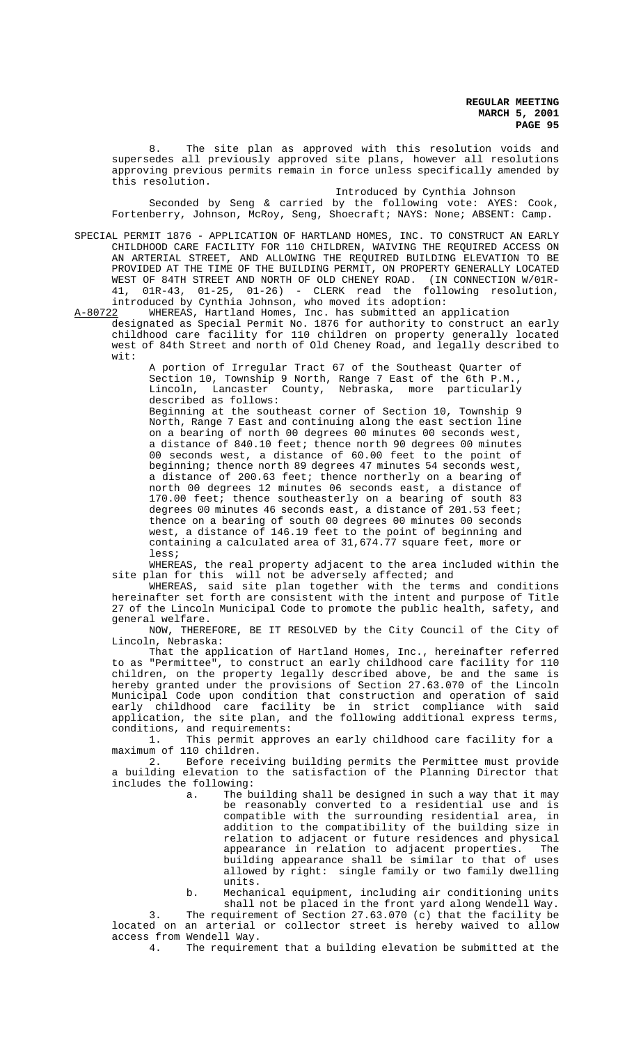8. The site plan as approved with this resolution voids and supersedes all previously approved site plans, however all resolutions approving previous permits remain in force unless specifically amended by this resolution.

Introduced by Cynthia Johnson

Seconded by Seng & carried by the following vote: AYES: Cook, Fortenberry, Johnson, McRoy, Seng, Shoecraft; NAYS: None; ABSENT: Camp.

SPECIAL PERMIT 1876 - APPLICATION OF HARTLAND HOMES, INC. TO CONSTRUCT AN EARLY CHILDHOOD CARE FACILITY FOR 110 CHILDREN, WAIVING THE REQUIRED ACCESS ON AN ARTERIAL STREET, AND ALLOWING THE REQUIRED BUILDING ELEVATION TO BE PROVIDED AT THE TIME OF THE BUILDING PERMIT, ON PROPERTY GENERALLY LOCATED WEST OF 84TH STREET AND NORTH OF OLD CHENEY ROAD. (IN CONNECTION W/01R-41, 01R-43, 01-25, 01-26) - CLERK read the following resolution, introduced by Cynthia Johnson, who moved its adoption:

A-80722 WHEREAS, Hartland Homes, Inc. has submitted an application designated as Special Permit No. 1876 for authority to construct an early childhood care facility for 110 children on property generally located west of 84th Street and north of Old Cheney Road, and legally described to wit:

A portion of Irregular Tract 67 of the Southeast Quarter of Section 10, Township 9 North, Range 7 East of the 6th P.M., Lincoln, Lancaster County, Nebraska, more particularly described as follows:

Beginning at the southeast corner of Section 10, Township 9 North, Range 7 East and continuing along the east section line on a bearing of north 00 degrees 00 minutes 00 seconds west, a distance of 840.10 feet; thence north 90 degrees 00 minutes 00 seconds west, a distance of 60.00 feet to the point of beginning; thence north 89 degrees 47 minutes 54 seconds west, a distance of 200.63 feet; thence northerly on a bearing of north 00 degrees 12 minutes 06 seconds east, a distance of 170.00 feet; thence southeasterly on a bearing of south 83 degrees 00 minutes 46 seconds east, a distance of 201.53 feet; thence on a bearing of south 00 degrees 00 minutes 00 seconds west, a distance of 146.19 feet to the point of beginning and containing a calculated area of 31,674.77 square feet, more or less;

WHEREAS, the real property adjacent to the area included within the site plan for this will not be adversely affected; and

WHEREAS, said site plan together with the terms and conditions hereinafter set forth are consistent with the intent and purpose of Title 27 of the Lincoln Municipal Code to promote the public health, safety, and general welfare.

NOW, THEREFORE, BE IT RESOLVED by the City Council of the City of Lincoln, Nebraska:

That the application of Hartland Homes, Inc., hereinafter referred to as "Permittee", to construct an early childhood care facility for 110 children, on the property legally described above, be and the same is hereby granted under the provisions of Section 27.63.070 of the Lincoln Municipal Code upon condition that construction and operation of said early childhood care facility be in strict compliance with said application, the site plan, and the following additional express terms, conditions, and requirements:

1. This permit approves an early childhood care facility for a maximum of 110 children.

2. Before receiving building permits the Permittee must provide a building elevation to the satisfaction of the Planning Director that includes the following:

   a. The building shall be designed in such a way that it may be reasonably converted to a residential use and is compatible with the surrounding residential area, in addition to the compatibility of the building size in relation to adjacent or future residences and physical appearance in relation to adjacent properties. The building appearance shall be similar to that of uses allowed by right: single family or two family dwelling units.

   b. Mechanical equipment, including air conditioning units shall not be placed in the front yard along Wendell Way.

3. The requirement of Section 27.63.070 (c) that the facility be located on an arterial or collector street is hereby waived to allow access from Wendell Way.

4. The requirement that a building elevation be submitted at the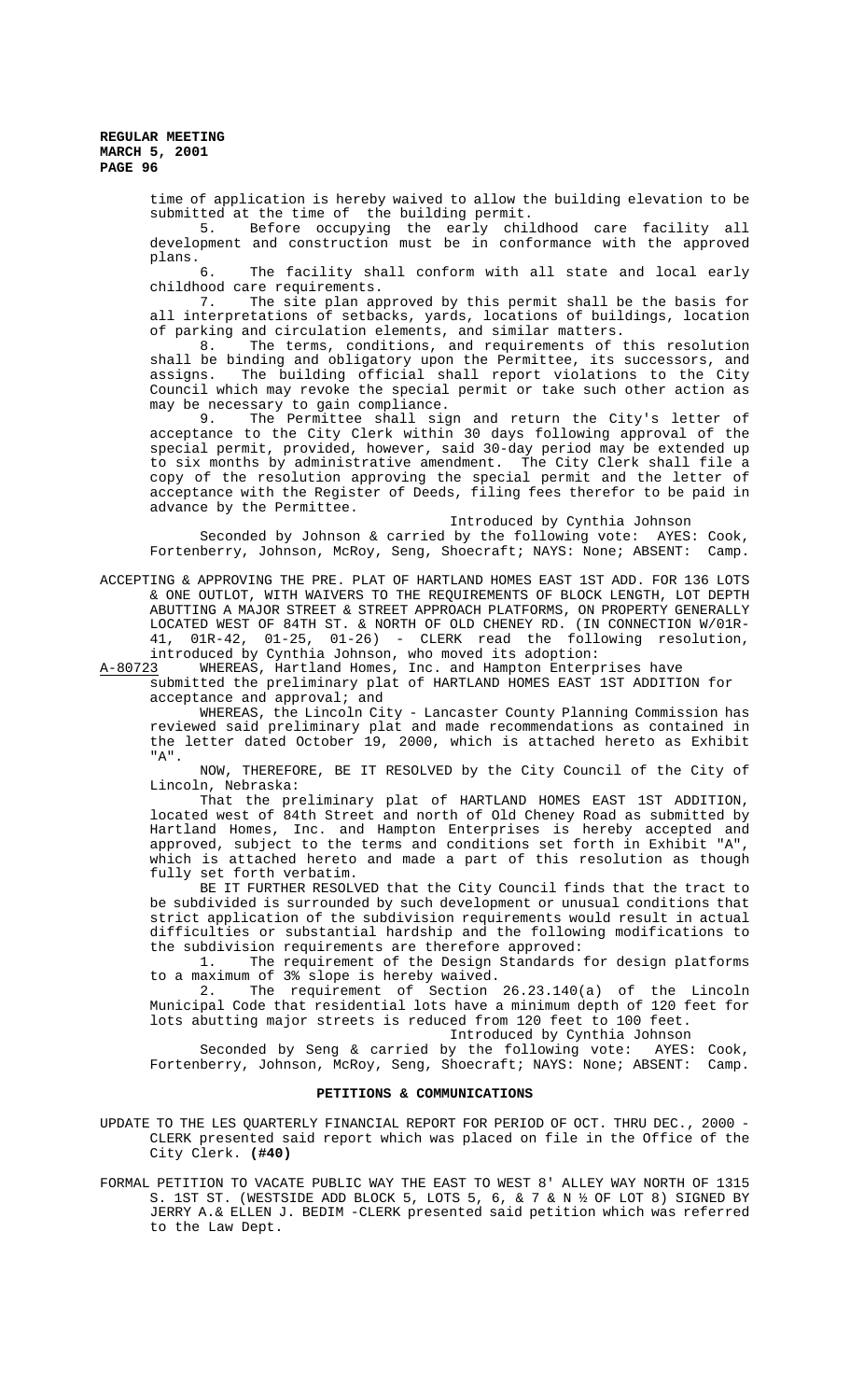time of application is hereby waived to allow the building elevation to be submitted at the time of the building permit.

5. Before occupying the early childhood care facility all development and construction must be in conformance with the approved plans.

6. The facility shall conform with all state and local early childhood care requirements.

7. The site plan approved by this permit shall be the basis for all interpretations of setbacks, yards, locations of buildings, location of parking and circulation elements, and similar matters.

8. The terms, conditions, and requirements of this resolution shall be binding and obligatory upon the Permittee, its successors, and assigns. The building official shall report violations to the City Council which may revoke the special permit or take such other action as may be necessary to gain compliance.

9. The Permittee shall sign and return the City's letter of acceptance to the City Clerk within 30 days following approval of the special permit, provided, however, said 30-day period may be extended up to six months by administrative amendment. The City Clerk shall file a copy of the resolution approving the special permit and the letter of acceptance with the Register of Deeds, filing fees therefor to be paid in advance by the Permittee.

Introduced by Cynthia Johnson

Seconded by Johnson & carried by the following vote: AYES: Cook, Fortenberry, Johnson, McRoy, Seng, Shoecraft; NAYS: None; ABSENT: Camp.

ACCEPTING & APPROVING THE PRE. PLAT OF HARTLAND HOMES EAST 1ST ADD. FOR 136 LOTS & ONE OUTLOT, WITH WAIVERS TO THE REQUIREMENTS OF BLOCK LENGTH, LOT DEPTH ABUTTING A MAJOR STREET & STREET APPROACH PLATFORMS, ON PROPERTY GENERALLY LOCATED WEST OF 84TH ST. & NORTH OF OLD CHENEY RD. (IN CONNECTION W/01R-41, 01R-42, 01-25, 01-26) - CLERK read the following resolution, introduced by Cynthia Johnson, who moved its adoption:

A-80723 WHEREAS, Hartland Homes, Inc. and Hampton Enterprises have submitted the preliminary plat of HARTLAND HOMES EAST 1ST ADDITION for acceptance and approval; and

WHEREAS, the Lincoln City - Lancaster County Planning Commission has reviewed said preliminary plat and made recommendations as contained in the letter dated October 19, 2000, which is attached hereto as Exhibit "A".

NOW, THEREFORE, BE IT RESOLVED by the City Council of the City of Lincoln, Nebraska:

That the preliminary plat of HARTLAND HOMES EAST 1ST ADDITION, located west of 84th Street and north of Old Cheney Road as submitted by Hartland Homes, Inc. and Hampton Enterprises is hereby accepted and approved, subject to the terms and conditions set forth in Exhibit "A", which is attached hereto and made a part of this resolution as though fully set forth verbatim.

BE IT FURTHER RESOLVED that the City Council finds that the tract to be subdivided is surrounded by such development or unusual conditions that strict application of the subdivision requirements would result in actual difficulties or substantial hardship and the following modifications to the subdivision requirements are therefore approved:

1. The requirement of the Design Standards for design platforms to a maximum of 3% slope is hereby waived.

2. The requirement of Section 26.23.140(a) of the Lincoln Municipal Code that residential lots have a minimum depth of 120 feet for lots abutting major streets is reduced from 120 feet to 100 feet.

Introduced by Cynthia Johnson

Seconded by Seng & carried by the following vote: AYES: Cook, Fortenberry, Johnson, McRoy, Seng, Shoecraft; NAYS: None; ABSENT: Camp.

## PETITIONS & COMMUNICATIONS

UPDATE TO THE LES QUARTERLY FINANCIAL REPORT FOR PERIOD OF OCT. THRU DEC., 2000 - CLERK presented said report which was placed on file in the Office of the City Clerk. **(#40)**

FORMAL PETITION TO VACATE PUBLIC WAY THE EAST TO WEST 8' ALLEY WAY NORTH OF 1315 S. 1ST ST. (WESTSIDE ADD BLOCK 5, LOTS 5, 6, & 7 & N ½ OF LOT 8) SIGNED BY JERRY A.& ELLEN J. BEDIM -CLERK presented said petition which was referred to the Law Dept.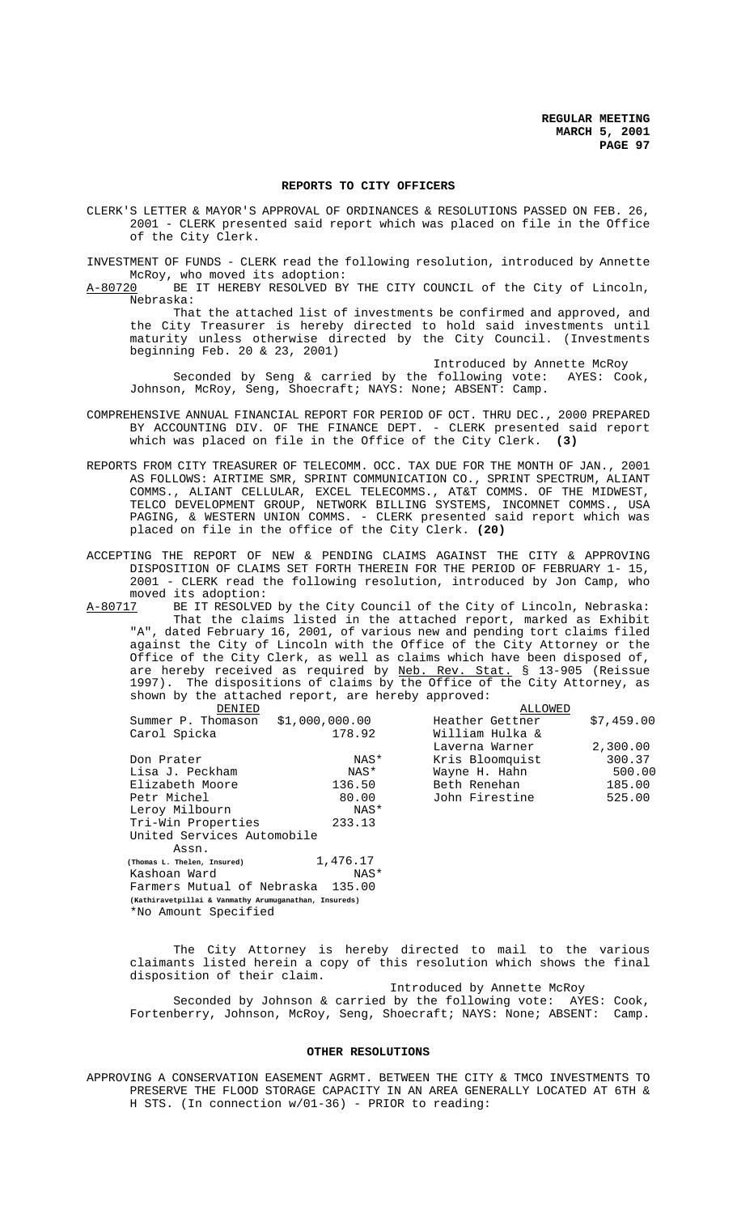## REPORTS TO CITY OFFICERS

CLERK'S LETTER & MAYOR'S APPROVAL OF ORDINANCES & RESOLUTIONS PASSED ON FEB. 26, 2001 - CLERK presented said report which was placed on file in the Office of the City Clerk.

INVESTMENT OF FUNDS - CLERK read the following resolution, introduced by Annette McRoy, who moved its adoption:

A-80720 BE IT HEREBY RESOLVED BY THE CITY COUNCIL of the City of Lincoln, Nebraska:

That the attached list of investments be confirmed and approved, and the City Treasurer is hereby directed to hold said investments until maturity unless otherwise directed by the City Council. (Investments beginning Feb. 20 & 23, 2001)

Introduced by Annette McRoy

Seconded by Seng & carried by the following vote: AYES: Cook, Johnson, McRoy, Seng, Shoecraft; NAYS: None; ABSENT: Camp.

COMPREHENSIVE ANNUAL FINANCIAL REPORT FOR PERIOD OF OCT. THRU DEC., 2000 PREPARED BY ACCOUNTING DIV. OF THE FINANCE DEPT. - CLERK presented said report which was placed on file in the Office of the City Clerk. **(3)**

REPORTS FROM CITY TREASURER OF TELECOMM. OCC. TAX DUE FOR THE MONTH OF JAN., 2001 AS FOLLOWS: AIRTIME SMR, SPRINT COMMUNICATION CO., SPRINT SPECTRUM, ALIANT COMMS., ALIANT CELLULAR, EXCEL TELECOMMS., AT&T COMMS. OF THE MIDWEST, TELCO DEVELOPMENT GROUP, NETWORK BILLING SYSTEMS, INCOMNET COMMS., USA PAGING, & WESTERN UNION COMMS. - CLERK presented said report which was placed on file in the office of the City Clerk. **(20)**

ACCEPTING THE REPORT OF NEW & PENDING CLAIMS AGAINST THE CITY & APPROVING DISPOSITION OF CLAIMS SET FORTH THEREIN FOR THE PERIOD OF FEBRUARY 1- 15, 2001 - CLERK read the following resolution, introduced by Jon Camp, who moved its adoption:

A-80717 BE IT RESOLVED by the City Council of the City of Lincoln, Nebraska:

That the claims listed in the attached report, marked as Exhibit "A", dated February 16, 2001, of various new and pending tort claims filed against the City of Lincoln with the Office of the City Attorney or the Office of the City Clerk, as well as claims which have been disposed of, are hereby received as required by Neb. Rev. Stat. § 13-905 (Reissue 1997). The dispositions of claims by the Office of the City Attorney, as shown by the attached report, are hereby approved:

| DENIED | | ALLOWED | |
|---|---|---|---|
| Summer P. Thomason | $1,000,000.00 | Heather Gettner | $7,459.00 |
| Carol Spicka | 178.92 | William Hulka & Laverna Warner | 2,300.00 |
| Don Prater | NAS* | Kris Bloomquist | 300.37 |
| Lisa J. Peckham | NAS* | Wayne H. Hahn | 500.00 |
| Elizabeth Moore | 136.50 | Beth Renehan | 185.00 |
| Petr Michel | 80.00 | John Firestine | 525.00 |
| Leroy Milbourn | NAS* | | |
| Tri-Win Properties | 233.13 | | |
| United Services Automobile Assn. (Thomas L. Thelen, Insured) | 1,476.17 | | |
| Kashoan Ward | NAS* | | |
| Farmers Mutual of Nebraska (Kathiravetpillai & Vanmathy Arumuganathan, Insureds) | 135.00 | | |

*No Amount Specified

The City Attorney is hereby directed to mail to the various claimants listed herein a copy of this resolution which shows the final disposition of their claim.

Introduced by Annette McRoy

Seconded by Johnson & carried by the following vote: AYES: Cook, Fortenberry, Johnson, McRoy, Seng, Shoecraft; NAYS: None; ABSENT: Camp.

## OTHER RESOLUTIONS

APPROVING A CONSERVATION EASEMENT AGRMT. BETWEEN THE CITY & TMCO INVESTMENTS TO PRESERVE THE FLOOD STORAGE CAPACITY IN AN AREA GENERALLY LOCATED AT 6TH & H STS. (In connection w/01-36) - PRIOR to reading: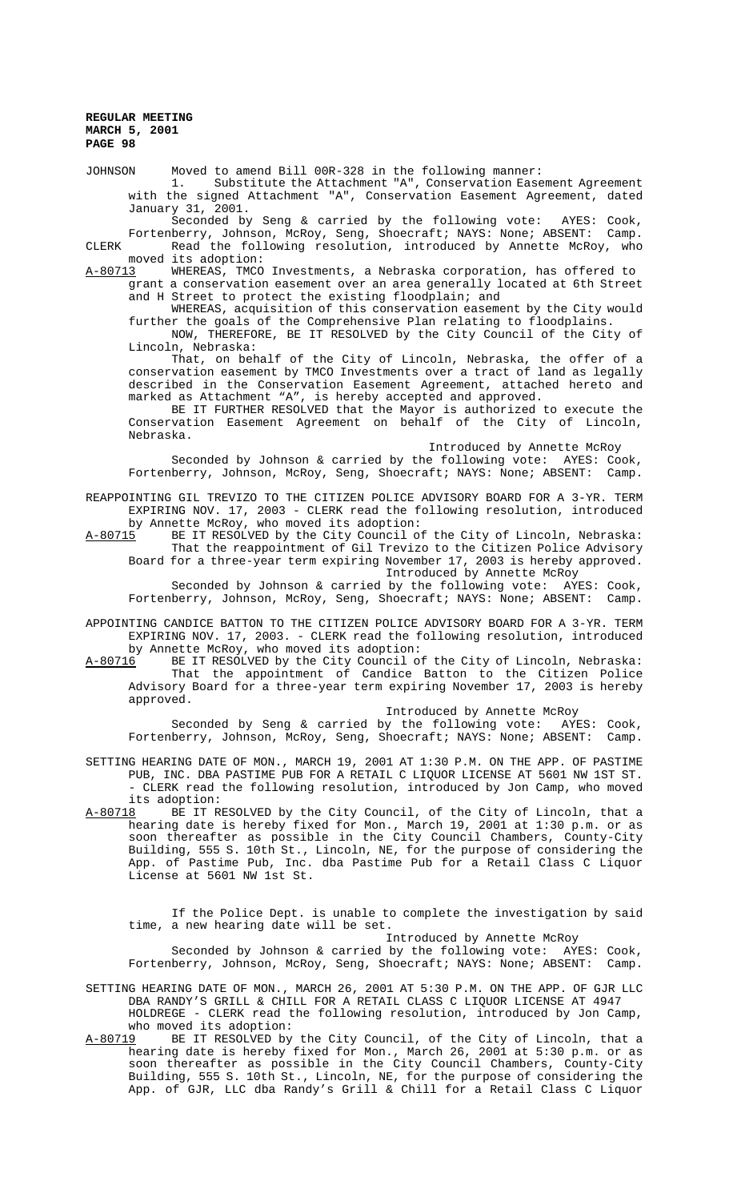JOHNSON Moved to amend Bill 00R-328 in the following manner:

1. Substitute the Attachment "A", Conservation Easement Agreement with the signed Attachment "A", Conservation Easement Agreement, dated January 31, 2001.

Seconded by Seng & carried by the following vote: AYES: Cook, Fortenberry, Johnson, McRoy, Seng, Shoecraft; NAYS: None; ABSENT: Camp.

CLERK Read the following resolution, introduced by Annette McRoy, who moved its adoption:

A-80713 WHEREAS, TMCO Investments, a Nebraska corporation, has offered to grant a conservation easement over an area generally located at 6th Street and H Street to protect the existing floodplain; and

WHEREAS, acquisition of this conservation easement by the City would further the goals of the Comprehensive Plan relating to floodplains.

NOW, THEREFORE, BE IT RESOLVED by the City Council of the City of Lincoln, Nebraska:

That, on behalf of the City of Lincoln, Nebraska, the offer of a conservation easement by TMCO Investments over a tract of land as legally described in the Conservation Easement Agreement, attached hereto and marked as Attachment "A", is hereby accepted and approved.

BE IT FURTHER RESOLVED that the Mayor is authorized to execute the Conservation Easement Agreement on behalf of the City of Lincoln, Nebraska.

Introduced by Annette McRoy

Seconded by Johnson & carried by the following vote: AYES: Cook, Fortenberry, Johnson, McRoy, Seng, Shoecraft; NAYS: None; ABSENT: Camp.

REAPPOINTING GIL TREVIZO TO THE CITIZEN POLICE ADVISORY BOARD FOR A 3-YR. TERM EXPIRING NOV. 17, 2003 - CLERK read the following resolution, introduced by Annette McRoy, who moved its adoption:

A-80715 BE IT RESOLVED by the City Council of the City of Lincoln, Nebraska:

That the reappointment of Gil Trevizo to the Citizen Police Advisory Board for a three-year term expiring November 17, 2003 is hereby approved.

Introduced by Annette McRoy

Seconded by Johnson & carried by the following vote: AYES: Cook, Fortenberry, Johnson, McRoy, Seng, Shoecraft; NAYS: None; ABSENT: Camp.

APPOINTING CANDICE BATTON TO THE CITIZEN POLICE ADVISORY BOARD FOR A 3-YR. TERM EXPIRING NOV. 17, 2003. - CLERK read the following resolution, introduced by Annette McRoy, who moved its adoption:

A-80716 BE IT RESOLVED by the City Council of the City of Lincoln, Nebraska:

That the appointment of Candice Batton to the Citizen Police Advisory Board for a three-year term expiring November 17, 2003 is hereby approved.

Introduced by Annette McRoy

Seconded by Seng & carried by the following vote: AYES: Cook, Fortenberry, Johnson, McRoy, Seng, Shoecraft; NAYS: None; ABSENT: Camp.

SETTING HEARING DATE OF MON., MARCH 19, 2001 AT 1:30 P.M. ON THE APP. OF PASTIME PUB, INC. DBA PASTIME PUB FOR A RETAIL C LIQUOR LICENSE AT 5601 NW 1ST ST. - CLERK read the following resolution, introduced by Jon Camp, who moved its adoption:

A-80718 BE IT RESOLVED by the City Council, of the City of Lincoln, that a hearing date is hereby fixed for Mon., March 19, 2001 at 1:30 p.m. or as soon thereafter as possible in the City Council Chambers, County-City Building, 555 S. 10th St., Lincoln, NE, for the purpose of considering the App. of Pastime Pub, Inc. dba Pastime Pub for a Retail Class C Liquor License at 5601 NW 1st St.

If the Police Dept. is unable to complete the investigation by said time, a new hearing date will be set.

Introduced by Annette McRoy

Seconded by Johnson & carried by the following vote: AYES: Cook, Fortenberry, Johnson, McRoy, Seng, Shoecraft; NAYS: None; ABSENT: Camp.

SETTING HEARING DATE OF MON., MARCH 26, 2001 AT 5:30 P.M. ON THE APP. OF GJR LLC DBA RANDY'S GRILL & CHILL FOR A RETAIL CLASS C LIQUOR LICENSE AT 4947 HOLDREGE - CLERK read the following resolution, introduced by Jon Camp, who moved its adoption:

A-80719 BE IT RESOLVED by the City Council, of the City of Lincoln, that a hearing date is hereby fixed for Mon., March 26, 2001 at 5:30 p.m. or as soon thereafter as possible in the City Council Chambers, County-City Building, 555 S. 10th St., Lincoln, NE, for the purpose of considering the App. of GJR, LLC dba Randy's Grill & Chill for a Retail Class C Liquor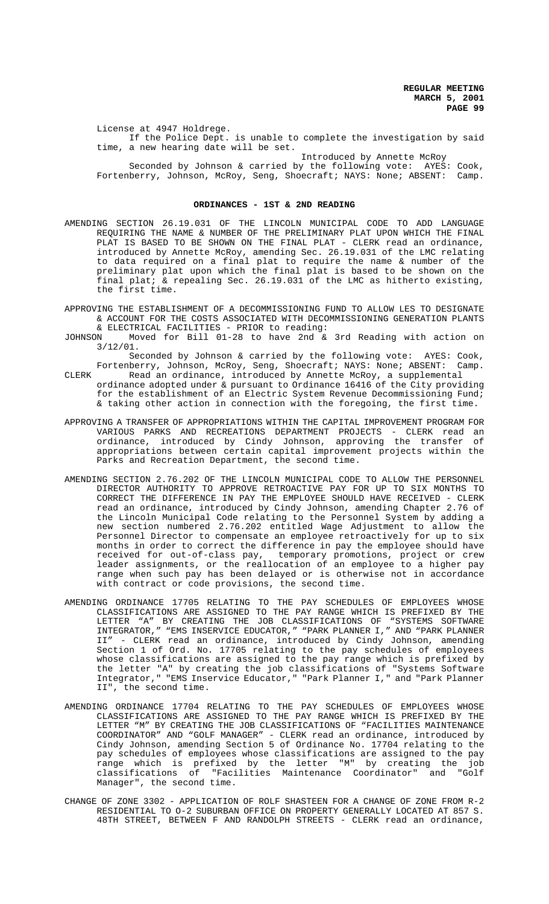License at 4947 Holdrege.

If the Police Dept. is unable to complete the investigation by said time, a new hearing date will be set.

Introduced by Annette McRoy

Seconded by Johnson & carried by the following vote: AYES: Cook, Fortenberry, Johnson, McRoy, Seng, Shoecraft; NAYS: None; ABSENT: Camp.

## ORDINANCES - 1ST & 2ND READING

AMENDING SECTION 26.19.031 OF THE LINCOLN MUNICIPAL CODE TO ADD LANGUAGE REQUIRING THE NAME & NUMBER OF THE PRELIMINARY PLAT UPON WHICH THE FINAL PLAT IS BASED TO BE SHOWN ON THE FINAL PLAT - CLERK read an ordinance, introduced by Annette McRoy, amending Sec. 26.19.031 of the LMC relating to data required on a final plat to require the name & number of the preliminary plat upon which the final plat is based to be shown on the final plat; & repealing Sec. 26.19.031 of the LMC as hitherto existing, the first time.

APPROVING THE ESTABLISHMENT OF A DECOMMISSIONING FUND TO ALLOW LES TO DESIGNATE & ACCOUNT FOR THE COSTS ASSOCIATED WITH DECOMMISSIONING GENERATION PLANTS & ELECTRICAL FACILITIES - PRIOR to reading:

JOHNSON Moved for Bill 01-28 to have 2nd & 3rd Reading with action on 3/12/01.

Seconded by Johnson & carried by the following vote: AYES: Cook, Fortenberry, Johnson, McRoy, Seng, Shoecraft; NAYS: None; ABSENT: Camp.

CLERK Read an ordinance, introduced by Annette McRoy, a supplemental ordinance adopted under & pursuant to Ordinance 16416 of the City providing for the establishment of an Electric System Revenue Decommissioning Fund; & taking other action in connection with the foregoing, the first time.

APPROVING A TRANSFER OF APPROPRIATIONS WITHIN THE CAPITAL IMPROVEMENT PROGRAM FOR VARIOUS PARKS AND RECREATIONS DEPARTMENT PROJECTS - CLERK read an ordinance, introduced by Cindy Johnson, approving the transfer of appropriations between certain capital improvement projects within the Parks and Recreation Department, the second time.

AMENDING SECTION 2.76.202 OF THE LINCOLN MUNICIPAL CODE TO ALLOW THE PERSONNEL DIRECTOR AUTHORITY TO APPROVE RETROACTIVE PAY FOR UP TO SIX MONTHS TO CORRECT THE DIFFERENCE IN PAY THE EMPLOYEE SHOULD HAVE RECEIVED - CLERK read an ordinance, introduced by Cindy Johnson, amending Chapter 2.76 of the Lincoln Municipal Code relating to the Personnel System by adding a new section numbered 2.76.202 entitled Wage Adjustment to allow the Personnel Director to compensate an employee retroactively for up to six months in order to correct the difference in pay the employee should have received for out-of-class pay, temporary promotions, project or crew leader assignments, or the reallocation of an employee to a higher pay range when such pay has been delayed or is otherwise not in accordance with contract or code provisions, the second time.

AMENDING ORDINANCE 17705 RELATING TO THE PAY SCHEDULES OF EMPLOYEES WHOSE CLASSIFICATIONS ARE ASSIGNED TO THE PAY RANGE WHICH IS PREFIXED BY THE LETTER "A" BY CREATING THE JOB CLASSIFICATIONS OF "SYSTEMS SOFTWARE INTEGRATOR," "EMS INSERVICE EDUCATOR," "PARK PLANNER I," AND "PARK PLANNER II" - CLERK read an ordinance, introduced by Cindy Johnson, amending Section 1 of Ord. No. 17705 relating to the pay schedules of employees whose classifications are assigned to the pay range which is prefixed by the letter "A" by creating the job classifications of "Systems Software Integrator," "EMS Inservice Educator," "Park Planner I," and "Park Planner II", the second time.

AMENDING ORDINANCE 17704 RELATING TO THE PAY SCHEDULES OF EMPLOYEES WHOSE CLASSIFICATIONS ARE ASSIGNED TO THE PAY RANGE WHICH IS PREFIXED BY THE LETTER "M" BY CREATING THE JOB CLASSIFICATIONS OF "FACILITIES MAINTENANCE COORDINATOR" AND "GOLF MANAGER" - CLERK read an ordinance, introduced by Cindy Johnson, amending Section 5 of Ordinance No. 17704 relating to the pay schedules of employees whose classifications are assigned to the pay range which is prefixed by the letter "M" by creating the job classifications of "Facilities Maintenance Coordinator" and "Golf Manager", the second time.

CHANGE OF ZONE 3302 - APPLICATION OF ROLF SHASTEEN FOR A CHANGE OF ZONE FROM R-2 RESIDENTIAL TO O-2 SUBURBAN OFFICE ON PROPERTY GENERALLY LOCATED AT 857 S. 48TH STREET, BETWEEN F AND RANDOLPH STREETS - CLERK read an ordinance,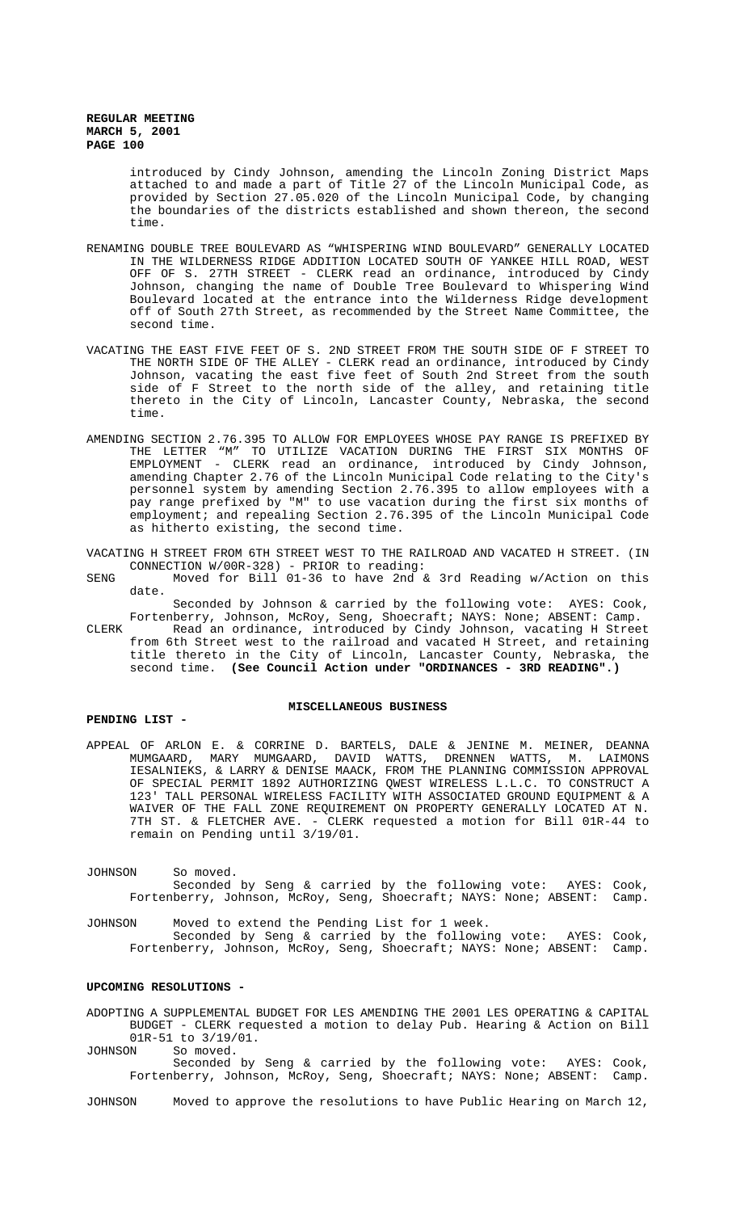introduced by Cindy Johnson, amending the Lincoln Zoning District Maps attached to and made a part of Title 27 of the Lincoln Municipal Code, as provided by Section 27.05.020 of the Lincoln Municipal Code, by changing the boundaries of the districts established and shown thereon, the second time.

RENAMING DOUBLE TREE BOULEVARD AS "WHISPERING WIND BOULEVARD" GENERALLY LOCATED IN THE WILDERNESS RIDGE ADDITION LOCATED SOUTH OF YANKEE HILL ROAD, WEST OFF OF S. 27TH STREET - CLERK read an ordinance, introduced by Cindy Johnson, changing the name of Double Tree Boulevard to Whispering Wind Boulevard located at the entrance into the Wilderness Ridge development off of South 27th Street, as recommended by the Street Name Committee, the second time.

VACATING THE EAST FIVE FEET OF S. 2ND STREET FROM THE SOUTH SIDE OF F STREET TO THE NORTH SIDE OF THE ALLEY - CLERK read an ordinance, introduced by Cindy Johnson, vacating the east five feet of South 2nd Street from the south side of F Street to the north side of the alley, and retaining title thereto in the City of Lincoln, Lancaster County, Nebraska, the second time.

AMENDING SECTION 2.76.395 TO ALLOW FOR EMPLOYEES WHOSE PAY RANGE IS PREFIXED BY THE LETTER "M" TO UTILIZE VACATION DURING THE FIRST SIX MONTHS OF EMPLOYMENT - CLERK read an ordinance, introduced by Cindy Johnson, amending Chapter 2.76 of the Lincoln Municipal Code relating to the City's personnel system by amending Section 2.76.395 to allow employees with a pay range prefixed by "M" to use vacation during the first six months of employment; and repealing Section 2.76.395 of the Lincoln Municipal Code as hitherto existing, the second time.

VACATING H STREET FROM 6TH STREET WEST TO THE RAILROAD AND VACATED H STREET. (IN CONNECTION W/00R-328) - PRIOR to reading:

SENG Moved for Bill 01-36 to have 2nd & 3rd Reading w/Action on this date.

Seconded by Johnson & carried by the following vote: AYES: Cook, Fortenberry, Johnson, McRoy, Seng, Shoecraft; NAYS: None; ABSENT: Camp.

CLERK Read an ordinance, introduced by Cindy Johnson, vacating H Street from 6th Street west to the railroad and vacated H Street, and retaining title thereto in the City of Lincoln, Lancaster County, Nebraska, the second time. **(See Council Action under "ORDINANCES - 3RD READING".)**

## MISCELLANEOUS BUSINESS

**PENDING LIST -**

APPEAL OF ARLON E. & CORRINE D. BARTELS, DALE & JENINE M. MEINER, DEANNA MUMGAARD, MARY MUMGAARD, DAVID WATTS, DRENNEN WATTS, M. LAIMONS IESALNIEKS, & LARRY & DENISE MAACK, FROM THE PLANNING COMMISSION APPROVAL OF SPECIAL PERMIT 1892 AUTHORIZING QWEST WIRELESS L.L.C. TO CONSTRUCT A 123' TALL PERSONAL WIRELESS FACILITY WITH ASSOCIATED GROUND EQUIPMENT & A WAIVER OF THE FALL ZONE REQUIREMENT ON PROPERTY GENERALLY LOCATED AT N. 7TH ST. & FLETCHER AVE. - CLERK requested a motion for Bill 01R-44 to remain on Pending until 3/19/01.

JOHNSON So moved.

Seconded by Seng & carried by the following vote: AYES: Cook, Fortenberry, Johnson, McRoy, Seng, Shoecraft; NAYS: None; ABSENT: Camp.

JOHNSON Moved to extend the Pending List for 1 week.

Seconded by Seng & carried by the following vote: AYES: Cook, Fortenberry, Johnson, McRoy, Seng, Shoecraft; NAYS: None; ABSENT: Camp.

**UPCOMING RESOLUTIONS -**

ADOPTING A SUPPLEMENTAL BUDGET FOR LES AMENDING THE 2001 LES OPERATING & CAPITAL BUDGET - CLERK requested a motion to delay Pub. Hearing & Action on Bill 01R-51 to 3/19/01.

JOHNSON So moved.

Seconded by Seng & carried by the following vote: AYES: Cook, Fortenberry, Johnson, McRoy, Seng, Shoecraft; NAYS: None; ABSENT: Camp.

JOHNSON Moved to approve the resolutions to have Public Hearing on March 12,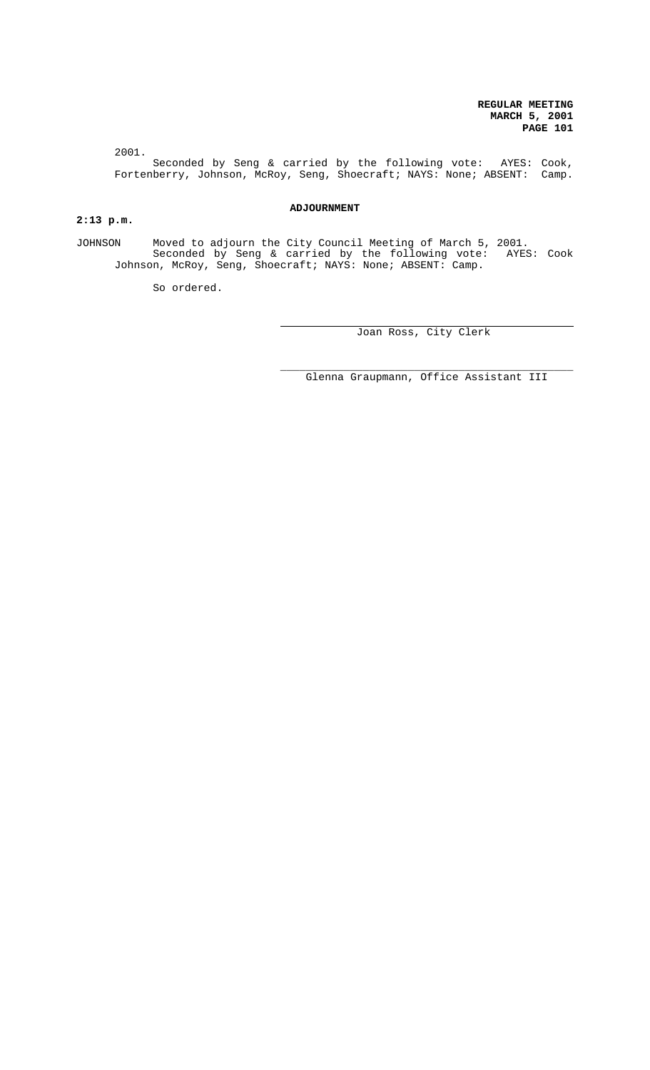2001.

Seconded by Seng & carried by the following vote: AYES: Cook, Fortenberry, Johnson, McRoy, Seng, Shoecraft; NAYS: None; ABSENT: Camp.

**ADJOURNMENT**

**2:13 p.m.**

JOHNSON Moved to adjourn the City Council Meeting of March 5, 2001.

Seconded by Seng & carried by the following vote: AYES: Cook Johnson, McRoy, Seng, Shoecraft; NAYS: None; ABSENT: Camp.

So ordered.

Joan Ross, City Clerk

Glenna Graupmann, Office Assistant III